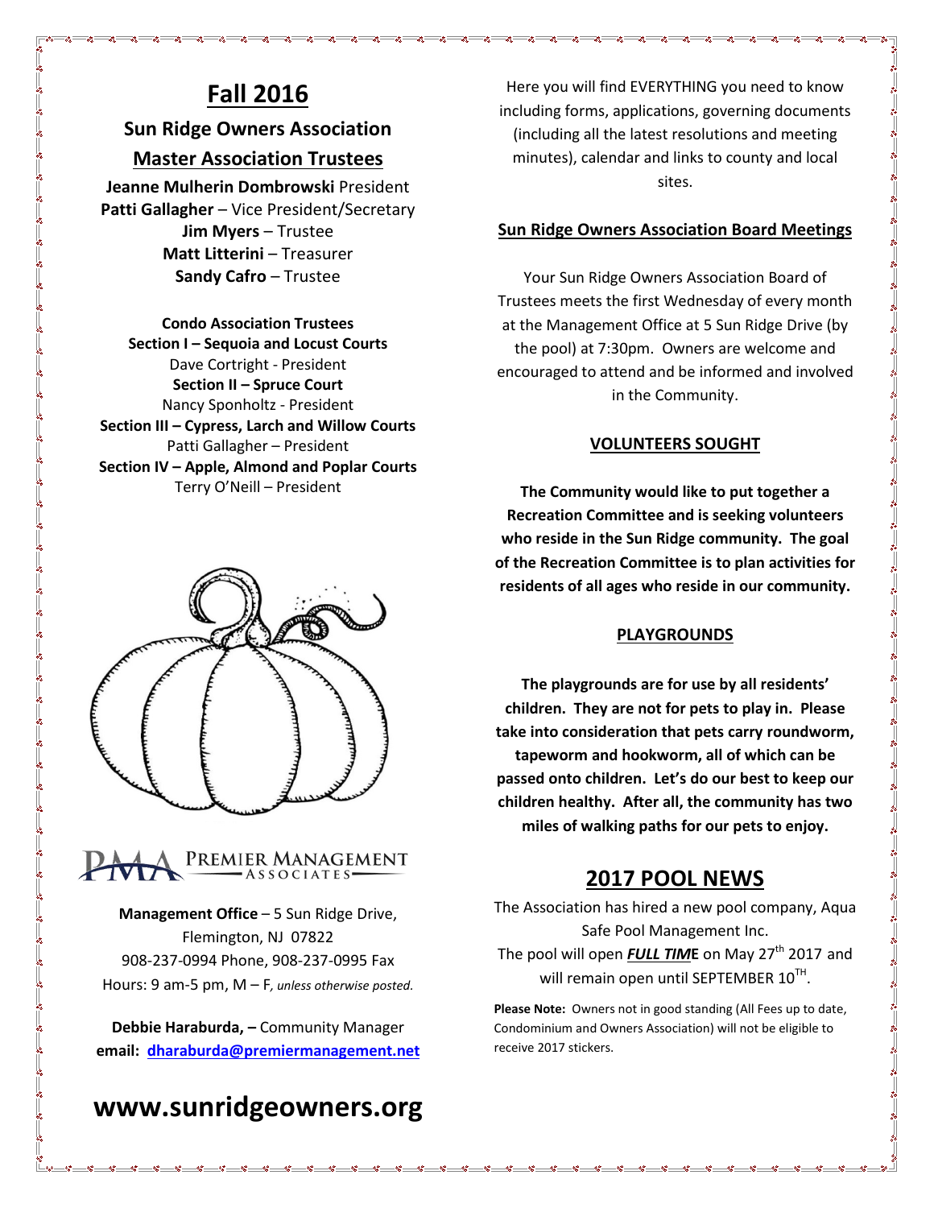# Fall 2016

## Sun Ridge Owners Association

## Master Association Trustees

**Jeanne Mulherin Dombrowski** President
**Patti Gallagher** – Vice President/Secretary
**Jim Myers** – Trustee
**Matt Litterini** – Treasurer
**Sandy Cafro** – Trustee

**Condo Association Trustees**
**Section I – Sequoia and Locust Courts**
Dave Cortright - President
**Section II – Spruce Court**
Nancy Sponholtz - President
**Section III – Cypress, Larch and Willow Courts**
Patti Gallagher – President
**Section IV – Apple, Almond and Poplar Courts**
Terry O'Neill – President

PREMIER MANAGEMENT ASSOCIATES

**Management Office** – 5 Sun Ridge Drive, Flemington, NJ 07822
908-237-0994 Phone, 908-237-0995 Fax
Hours: 9 am-5 pm, M – F, *unless otherwise posted.*

**Debbie Haraburda, –** Community Manager
**email: dharaburda@premiermanagement.net**

# www.sunridgeowners.org

Here you will find EVERYTHING you need to know including forms, applications, governing documents (including all the latest resolutions and meeting minutes), calendar and links to county and local sites.

## Sun Ridge Owners Association Board Meetings

Your Sun Ridge Owners Association Board of Trustees meets the first Wednesday of every month at the Management Office at 5 Sun Ridge Drive (by the pool) at 7:30pm. Owners are welcome and encouraged to attend and be informed and involved in the Community.

## VOLUNTEERS SOUGHT

**The Community would like to put together a Recreation Committee and is seeking volunteers who reside in the Sun Ridge community. The goal of the Recreation Committee is to plan activities for residents of all ages who reside in our community.**

## PLAYGROUNDS

**The playgrounds are for use by all residents' children. They are not for pets to play in. Please take into consideration that pets carry roundworm, tapeworm and hookworm, all of which can be passed onto children. Let's do our best to keep our children healthy. After all, the community has two miles of walking paths for our pets to enjoy.**

## 2017 POOL NEWS

The Association has hired a new pool company, Aqua Safe Pool Management Inc.
The pool will open ***FULL TIME*** on May 27th 2017 and will remain open until SEPTEMBER 10TH.

**Please Note:** Owners not in good standing (All Fees up to date, Condominium and Owners Association) will not be eligible to receive 2017 stickers.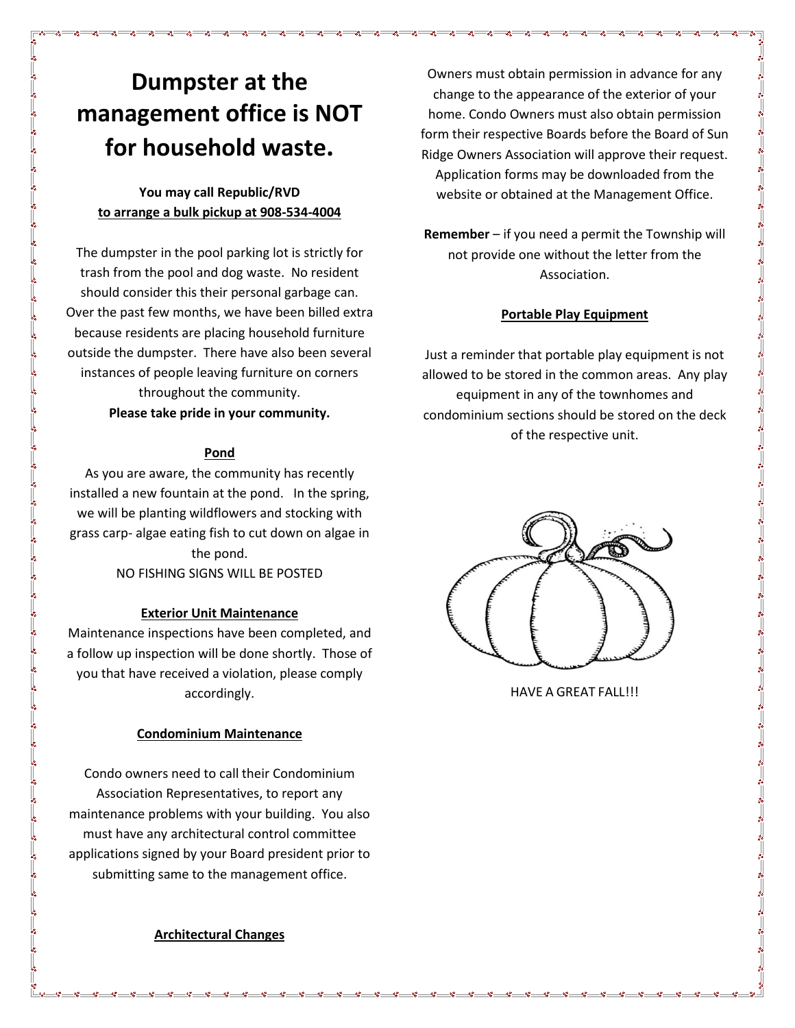# Dumpster at the management office is NOT for household waste.

**You may call Republic/RVD**
**to arrange a bulk pickup at 908-534-4004**

The dumpster in the pool parking lot is strictly for trash from the pool and dog waste. No resident should consider this their personal garbage can. Over the past few months, we have been billed extra because residents are placing household furniture outside the dumpster. There have also been several instances of people leaving furniture on corners throughout the community.
**Please take pride in your community.**

### Pond

As you are aware, the community has recently installed a new fountain at the pond. In the spring, we will be planting wildflowers and stocking with grass carp- algae eating fish to cut down on algae in the pond.
NO FISHING SIGNS WILL BE POSTED

### Exterior Unit Maintenance

Maintenance inspections have been completed, and a follow up inspection will be done shortly. Those of you that have received a violation, please comply accordingly.

### Condominium Maintenance

Condo owners need to call their Condominium Association Representatives, to report any maintenance problems with your building. You also must have any architectural control committee applications signed by your Board president prior to submitting same to the management office.

### Architectural Changes

Owners must obtain permission in advance for any change to the appearance of the exterior of your home. Condo Owners must also obtain permission form their respective Boards before the Board of Sun Ridge Owners Association will approve their request. Application forms may be downloaded from the website or obtained at the Management Office.

**Remember** – if you need a permit the Township will not provide one without the letter from the Association.

### Portable Play Equipment

Just a reminder that portable play equipment is not allowed to be stored in the common areas. Any play equipment in any of the townhomes and condominium sections should be stored on the deck of the respective unit.

HAVE A GREAT FALL!!!